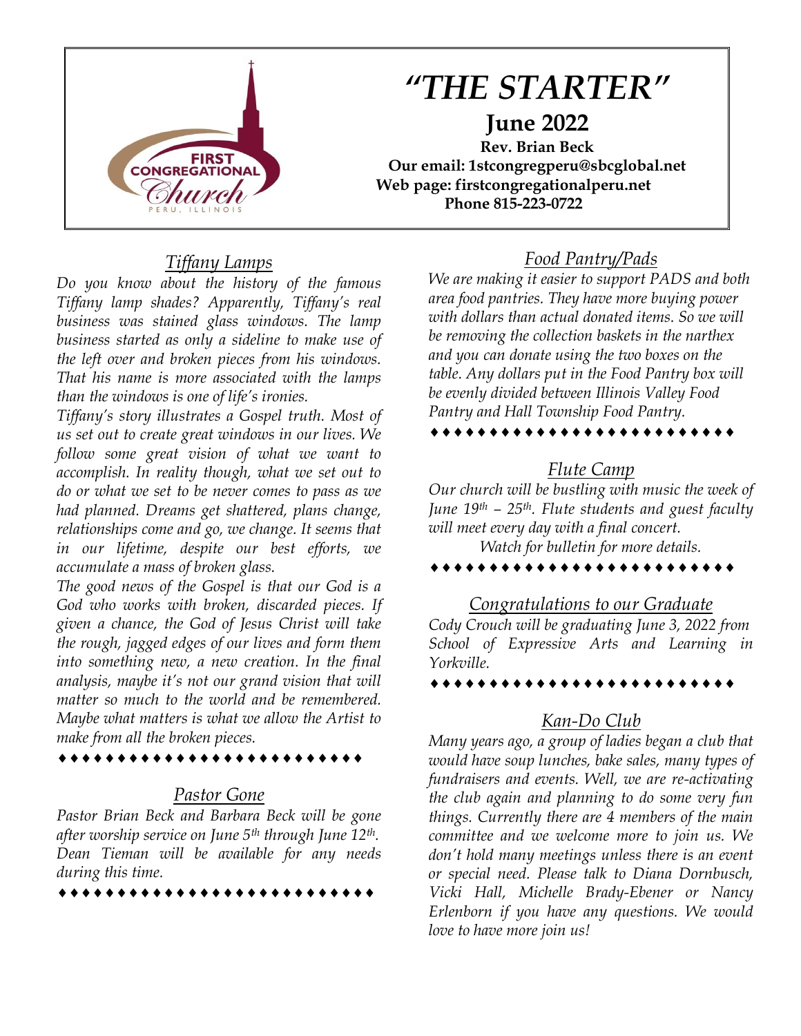# *"THE STARTER"*

**June 2022**

**Rev. Brian Beck**
**Our email: 1stcongregperu@sbcglobal.net**
**Web page: firstcongregationalperu.net**
**Phone 815-223-0722**

## *Tiffany Lamps*

*Do you know about the history of the famous Tiffany lamp shades? Apparently, Tiffany's real business was stained glass windows. The lamp business started as only a sideline to make use of the left over and broken pieces from his windows. That his name is more associated with the lamps than the windows is one of life's ironies.*

*Tiffany's story illustrates a Gospel truth. Most of us set out to create great windows in our lives. We follow some great vision of what we want to accomplish. In reality though, what we set out to do or what we set to be never comes to pass as we had planned. Dreams get shattered, plans change, relationships come and go, we change. It seems that in our lifetime, despite our best efforts, we accumulate a mass of broken glass.*

*The good news of the Gospel is that our God is a God who works with broken, discarded pieces. If given a chance, the God of Jesus Christ will take the rough, jagged edges of our lives and form them into something new, a new creation. In the final analysis, maybe it's not our grand vision that will matter so much to the world and be remembered. Maybe what matters is what we allow the Artist to make from all the broken pieces.*

♦♦♦♦♦♦♦♦♦♦♦♦♦♦♦♦♦♦♦♦♦♦♦♦♦

## *Pastor Gone*

*Pastor Brian Beck and Barbara Beck will be gone after worship service on June 5th through June 12th. Dean Tieman will be available for any needs during this time.*

♦♦♦♦♦♦♦♦♦♦♦♦♦♦♦♦♦♦♦♦♦♦♦♦♦

## *Food Pantry/Pads*

*We are making it easier to support PADS and both area food pantries. They have more buying power with dollars than actual donated items. So we will be removing the collection baskets in the narthex and you can donate using the two boxes on the table. Any dollars put in the Food Pantry box will be evenly divided between Illinois Valley Food Pantry and Hall Township Food Pantry.*

♦♦♦♦♦♦♦♦♦♦♦♦♦♦♦♦♦♦♦♦♦♦♦♦♦

## *Flute Camp*

*Our church will be bustling with music the week of June 19th – 25th. Flute students and guest faculty will meet every day with a final concert.*

*Watch for bulletin for more details.*

♦♦♦♦♦♦♦♦♦♦♦♦♦♦♦♦♦♦♦♦♦♦♦♦♦

## *Congratulations to our Graduate*

*Cody Crouch will be graduating June 3, 2022 from School of Expressive Arts and Learning in Yorkville.*

♦♦♦♦♦♦♦♦♦♦♦♦♦♦♦♦♦♦♦♦♦♦♦♦♦

## *Kan-Do Club*

*Many years ago, a group of ladies began a club that would have soup lunches, bake sales, many types of fundraisers and events. Well, we are re-activating the club again and planning to do some very fun things. Currently there are 4 members of the main committee and we welcome more to join us. We don't hold many meetings unless there is an event or special need. Please talk to Diana Dornbusch, Vicki Hall, Michelle Brady-Ebener or Nancy Erlenborn if you have any questions. We would love to have more join us!*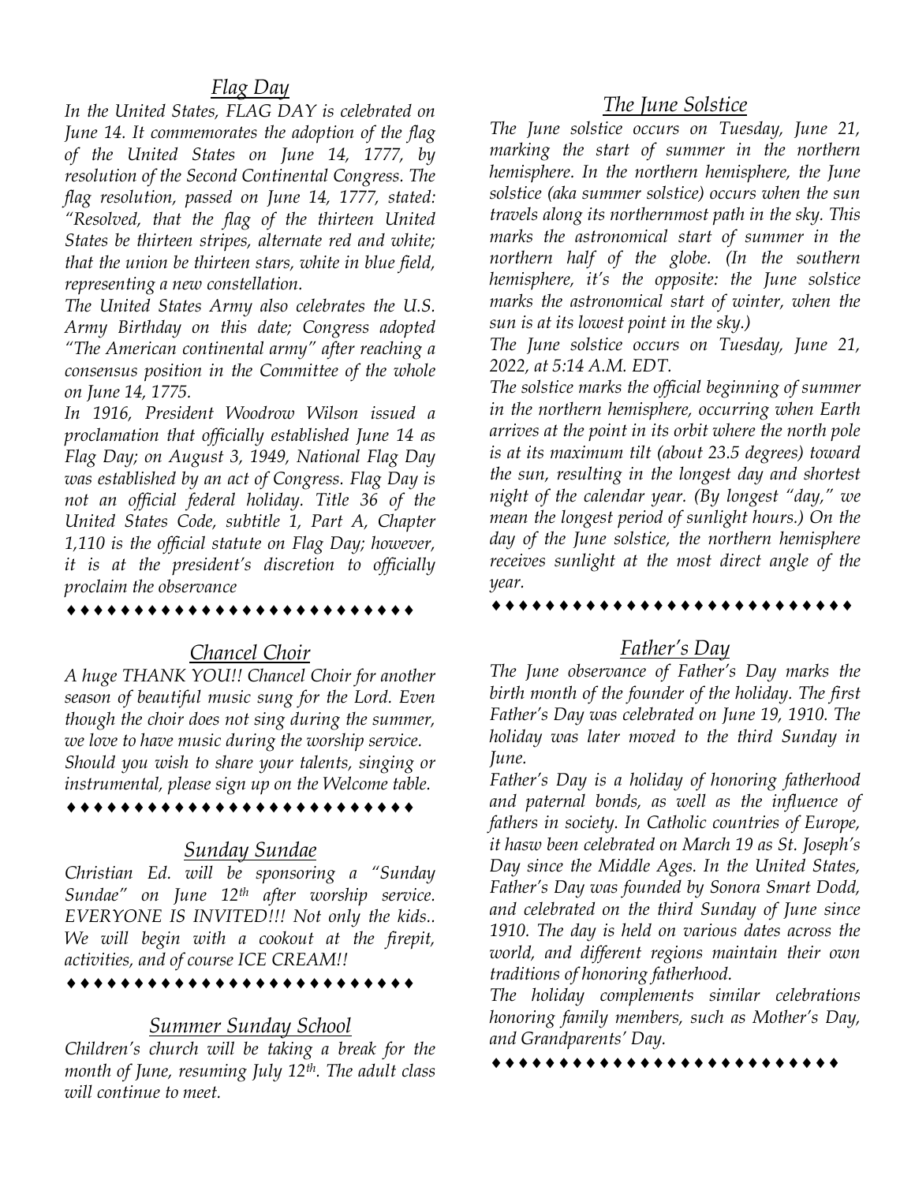## *Flag Day*

*In the United States, FLAG DAY is celebrated on June 14. It commemorates the adoption of the flag of the United States on June 14, 1777, by resolution of the Second Continental Congress. The flag resolution, passed on June 14, 1777, stated: "Resolved, that the flag of the thirteen United States be thirteen stripes, alternate red and white; that the union be thirteen stars, white in blue field, representing a new constellation.*

*The United States Army also celebrates the U.S. Army Birthday on this date; Congress adopted "The American continental army" after reaching a consensus position in the Committee of the whole on June 14, 1775.*

*In 1916, President Woodrow Wilson issued a proclamation that officially established June 14 as Flag Day; on August 3, 1949, National Flag Day was established by an act of Congress. Flag Day is not an official federal holiday. Title 36 of the United States Code, subtitle 1, Part A, Chapter 1,110 is the official statute on Flag Day; however, it is at the president's discretion to officially proclaim the observance*

♦♦♦♦♦♦♦♦♦♦♦♦♦♦♦♦♦♦♦♦♦♦♦♦♦♦

## *Chancel Choir*

*A huge THANK YOU!! Chancel Choir for another season of beautiful music sung for the Lord. Even though the choir does not sing during the summer, we love to have music during the worship service. Should you wish to share your talents, singing or instrumental, please sign up on the Welcome table.*

♦♦♦♦♦♦♦♦♦♦♦♦♦♦♦♦♦♦♦♦♦♦♦♦♦♦

## *Sunday Sundae*

*Christian Ed. will be sponsoring a "Sunday Sundae" on June 12th after worship service. EVERYONE IS INVITED!!! Not only the kids.. We will begin with a cookout at the firepit, activities, and of course ICE CREAM!!*

♦♦♦♦♦♦♦♦♦♦♦♦♦♦♦♦♦♦♦♦♦♦♦♦♦♦

## *Summer Sunday School*

*Children's church will be taking a break for the month of June, resuming July 12th. The adult class will continue to meet.*

## *The June Solstice*

*The June solstice occurs on Tuesday, June 21, marking the start of summer in the northern hemisphere. In the northern hemisphere, the June solstice (aka summer solstice) occurs when the sun travels along its northernmost path in the sky. This marks the astronomical start of summer in the northern half of the globe. (In the southern hemisphere, it's the opposite: the June solstice marks the astronomical start of winter, when the sun is at its lowest point in the sky.)*

*The June solstice occurs on Tuesday, June 21, 2022, at 5:14 A.M. EDT.*

*The solstice marks the official beginning of summer in the northern hemisphere, occurring when Earth arrives at the point in its orbit where the north pole is at its maximum tilt (about 23.5 degrees) toward the sun, resulting in the longest day and shortest night of the calendar year. (By longest "day," we mean the longest period of sunlight hours.) On the day of the June solstice, the northern hemisphere receives sunlight at the most direct angle of the year.*

♦♦♦♦♦♦♦♦♦♦♦♦♦♦♦♦♦♦♦♦♦♦♦♦♦♦

## *Father's Day*

*The June observance of Father's Day marks the birth month of the founder of the holiday. The first Father's Day was celebrated on June 19, 1910. The holiday was later moved to the third Sunday in June.*

*Father's Day is a holiday of honoring fatherhood and paternal bonds, as well as the influence of fathers in society. In Catholic countries of Europe, it hasw been celebrated on March 19 as St. Joseph's Day since the Middle Ages. In the United States, Father's Day was founded by Sonora Smart Dodd, and celebrated on the third Sunday of June since 1910. The day is held on various dates across the world, and different regions maintain their own traditions of honoring fatherhood.*

*The holiday complements similar celebrations honoring family members, such as Mother's Day, and Grandparents' Day.*

♦♦♦♦♦♦♦♦♦♦♦♦♦♦♦♦♦♦♦♦♦♦♦♦♦♦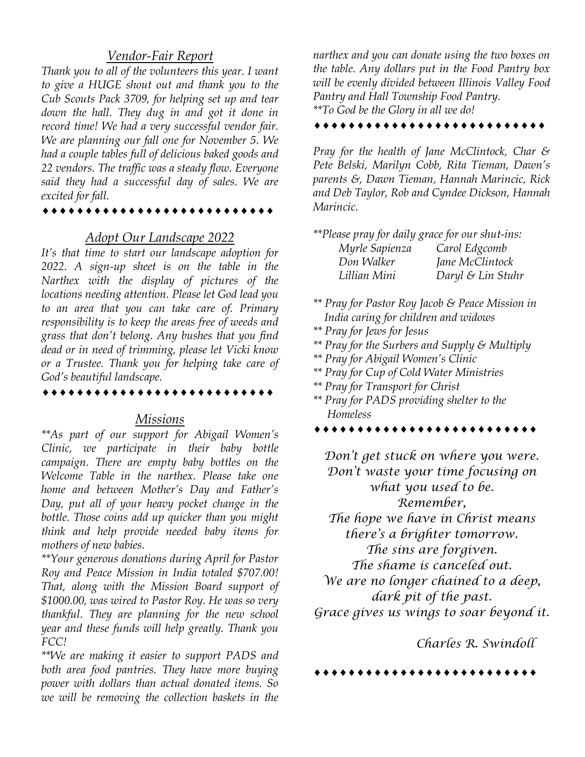## *Vendor-Fair Report*

*Thank you to all of the volunteers this year. I want to give a HUGE shout out and thank you to the Cub Scouts Pack 3709, for helping set up and tear down the hall. They dug in and got it done in record time! We had a very successful vendor fair. We are planning our fall one for November 5. We had a couple tables full of delicious baked goods and 22 vendors. The traffic was a steady flow. Everyone said they had a successful day of sales. We are excited for fall.*

♦♦♦♦♦♦♦♦♦♦♦♦♦♦♦♦♦♦♦♦♦♦♦♦♦♦♦

## *Adopt Our Landscape 2022*

*It's that time to start our landscape adoption for 2022. A sign-up sheet is on the table in the Narthex with the display of pictures of the locations needing attention. Please let God lead you to an area that you can take care of. Primary responsibility is to keep the areas free of weeds and grass that don't belong. Any bushes that you find dead or in need of trimming, please let Vicki know or a Trustee. Thank you for helping take care of God's beautiful landscape.*

♦♦♦♦♦♦♦♦♦♦♦♦♦♦♦♦♦♦♦♦♦♦♦♦♦♦♦

## *Missions*

*\*\*As part of our support for Abigail Women's Clinic, we participate in their baby bottle campaign. There are empty baby bottles on the Welcome Table in the narthex. Please take one home and between Mother's Day and Father's Day, put all of your heavy pocket change in the bottle. Those coins add up quicker than you might think and help provide needed baby items for mothers of new babies.*

*\*\*Your generous donations during April for Pastor Roy and Peace Mission in India totaled $707.00! That, along with the Mission Board support of $1000.00, was wired to Pastor Roy. He was so very thankful. They are planning for the new school year and these funds will help greatly. Thank you FCC!*

*\*\*We are making it easier to support PADS and both area food pantries. They have more buying power with dollars than actual donated items. So we will be removing the collection baskets in the narthex and you can donate using the two boxes on the table. Any dollars put in the Food Pantry box will be evenly divided between Illinois Valley Food Pantry and Hall Township Food Pantry.*

*\*\*To God be the Glory in all we do!*

♦♦♦♦♦♦♦♦♦♦♦♦♦♦♦♦♦♦♦♦♦♦♦♦♦♦♦

*Pray for the health of Jane McClintock, Char & Pete Belski, Marilyn Cobb, Rita Tieman, Dawn's parents &, Dawn Tieman, Hannah Marincic, Rick and Deb Taylor, Rob and Cyndee Dickson, Hannah Marincic.*

*\*\*Please pray for daily grace for our shut-ins:*

| | |
|---|---|
| *Myrle Sapienza* | *Carol Edgcomb* |
| *Don Walker* | *Jane McClintock* |
| *Lillian Mini* | *Daryl & Lin Stuhr* |

*\*\* Pray for Pastor Roy Jacob & Peace Mission in India caring for children and widows*
*\*\* Pray for Jews for Jesus*
*\*\* Pray for the Surbers and Supply & Multiply*
*\*\* Pray for Abigail Women's Clinic*
*\*\* Pray for Cup of Cold Water Ministries*
*\*\* Pray for Transport for Christ*
*\*\* Pray for PADS providing shelter to the Homeless*

♦♦♦♦♦♦♦♦♦♦♦♦♦♦♦♦♦♦♦♦♦♦♦♦♦♦

*Don't get stuck on where you were.*
*Don't waste your time focusing on what you used to be.*
*Remember,*
*The hope we have in Christ means there's a brighter tomorrow.*
*The sins are forgiven.*
*The shame is canceled out.*
*We are no longer chained to a deep, dark pit of the past.*
*Grace gives us wings to soar beyond it.*

*Charles R. Swindoll*

♦♦♦♦♦♦♦♦♦♦♦♦♦♦♦♦♦♦♦♦♦♦♦♦♦♦